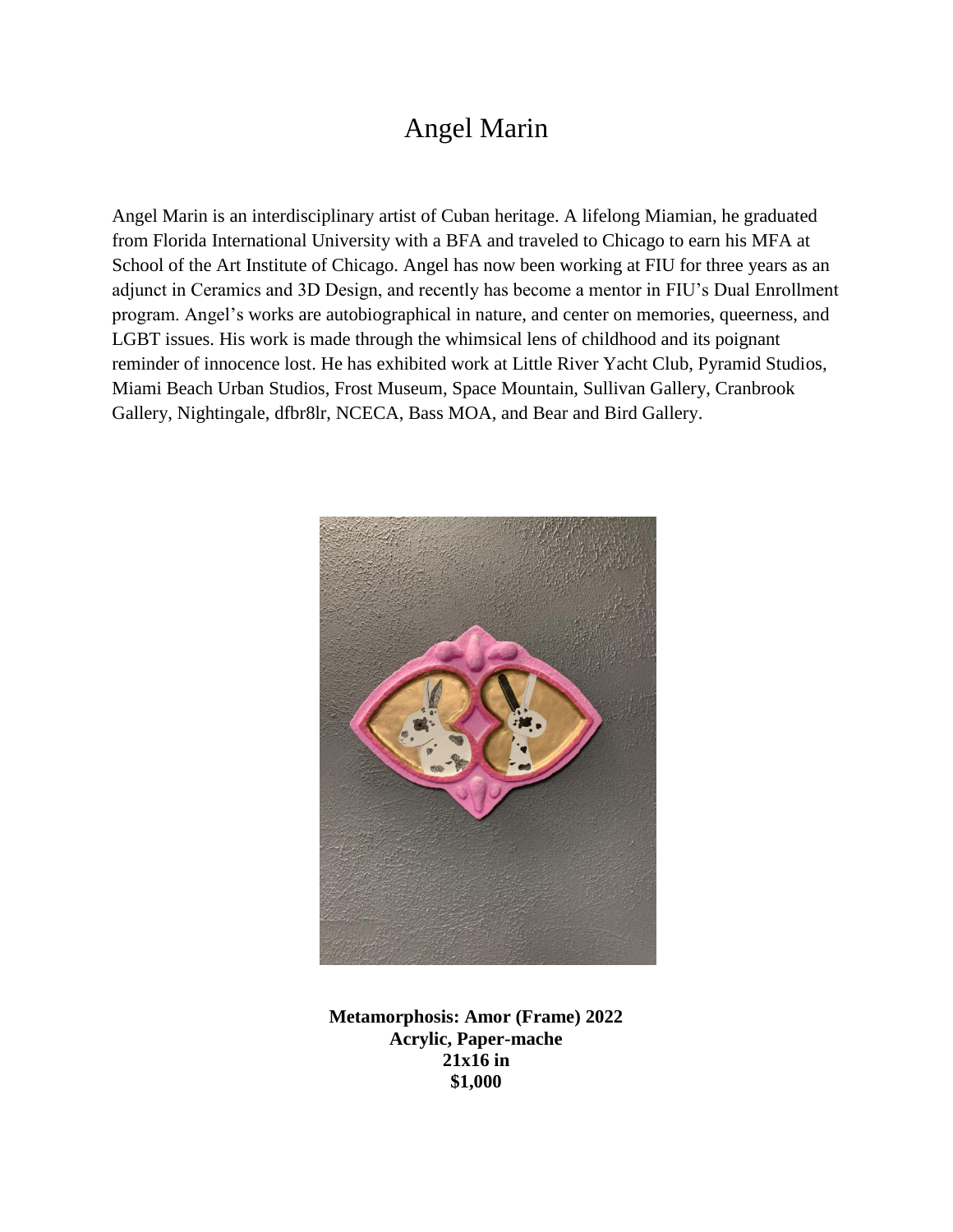# Angel Marin

Angel Marin is an interdisciplinary artist of Cuban heritage. A lifelong Miamian, he graduated from Florida International University with a BFA and traveled to Chicago to earn his MFA at School of the Art Institute of Chicago. Angel has now been working at FIU for three years as an adjunct in Ceramics and 3D Design, and recently has become a mentor in FIU's Dual Enrollment program. Angel's works are autobiographical in nature, and center on memories, queerness, and LGBT issues. His work is made through the whimsical lens of childhood and its poignant reminder of innocence lost. He has exhibited work at Little River Yacht Club, Pyramid Studios, Miami Beach Urban Studios, Frost Museum, Space Mountain, Sullivan Gallery, Cranbrook Gallery, Nightingale, dfbr8lr, NCECA, Bass MOA, and Bear and Bird Gallery.

**Metamorphosis: Amor (Frame) 2022**
**Acrylic, Paper-mache**
**21x16 in**
**$1,000**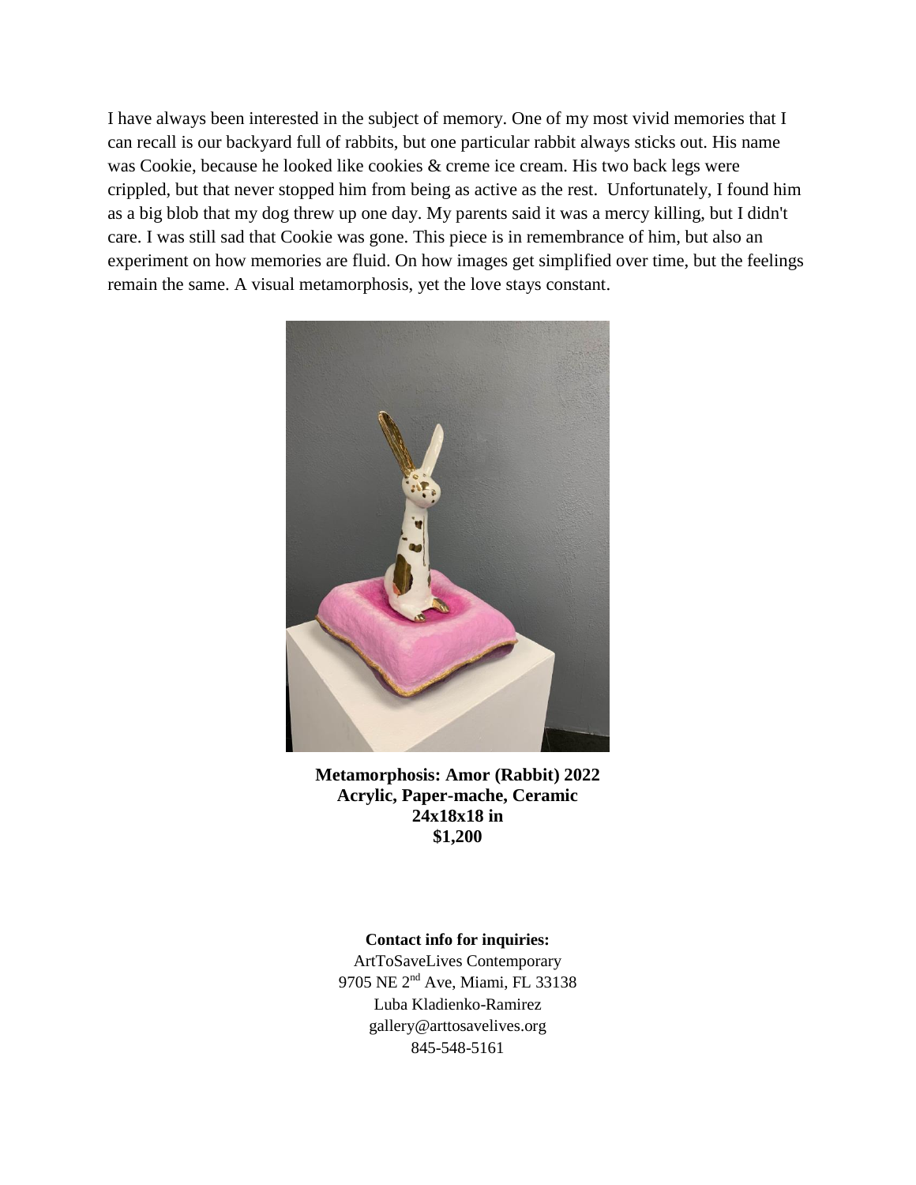I have always been interested in the subject of memory. One of my most vivid memories that I can recall is our backyard full of rabbits, but one particular rabbit always sticks out. His name was Cookie, because he looked like cookies & creme ice cream. His two back legs were crippled, but that never stopped him from being as active as the rest.  Unfortunately, I found him as a big blob that my dog threw up one day. My parents said it was a mercy killing, but I didn't care. I was still sad that Cookie was gone. This piece is in remembrance of him, but also an experiment on how memories are fluid. On how images get simplified over time, but the feelings remain the same. A visual metamorphosis, yet the love stays constant.

**Metamorphosis: Amor (Rabbit) 2022**
**Acrylic, Paper-mache, Ceramic**
**24x18x18 in**
**$1,200**

**Contact info for inquiries:**
ArtToSaveLives Contemporary
9705 NE 2nd Ave, Miami, FL 33138
Luba Kladienko-Ramirez
gallery@arttosavelives.org
845-548-5161